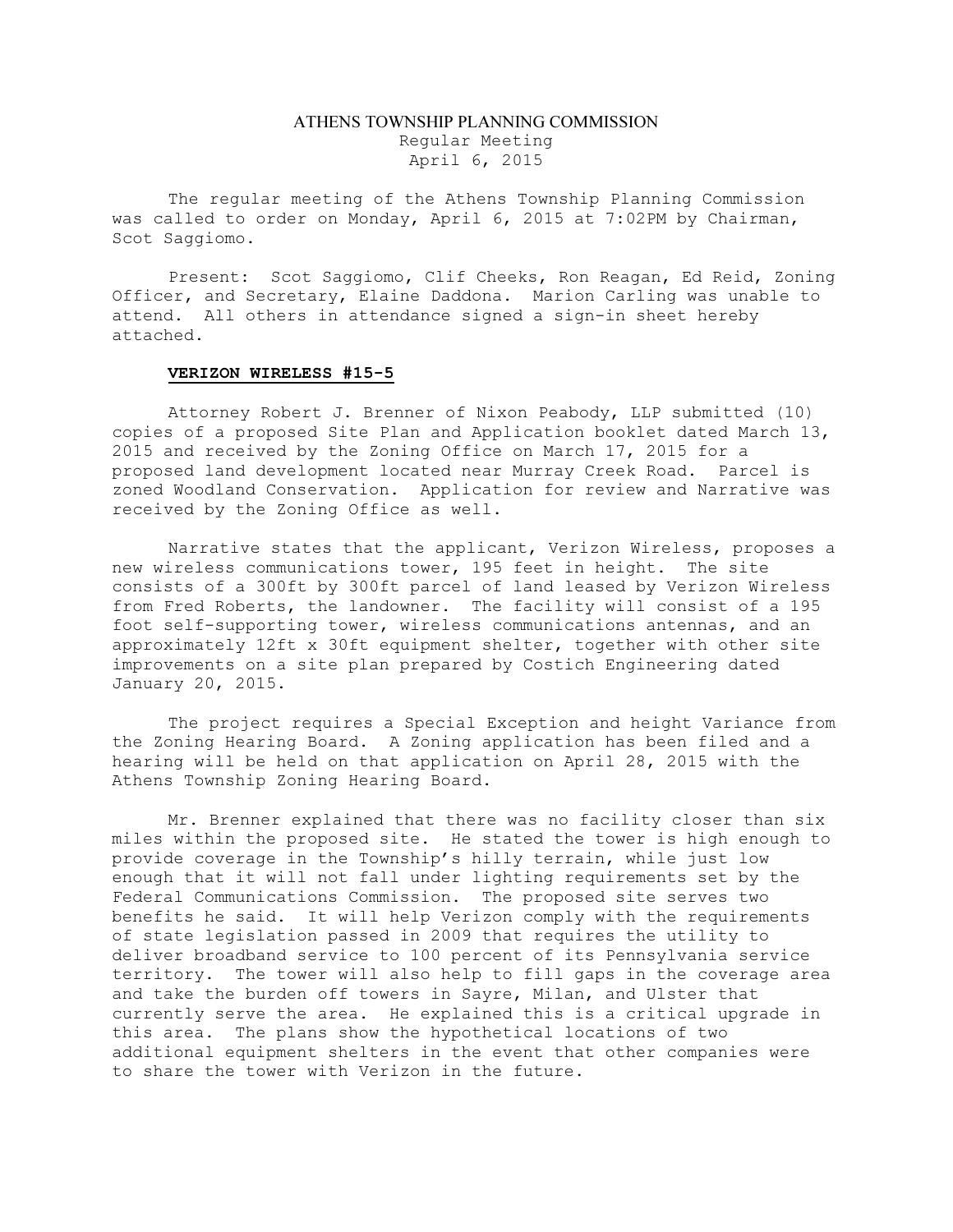# ATHENS TOWNSHIP PLANNING COMMISSION

Regular Meeting
April 6, 2015

The regular meeting of the Athens Township Planning Commission was called to order on Monday, April 6, 2015 at 7:02PM by Chairman, Scot Saggiomo.

Present: Scot Saggiomo, Clif Cheeks, Ron Reagan, Ed Reid, Zoning Officer, and Secretary, Elaine Daddona. Marion Carling was unable to attend. All others in attendance signed a sign-in sheet hereby attached.

**VERIZON WIRELESS #15-5**

Attorney Robert J. Brenner of Nixon Peabody, LLP submitted (10) copies of a proposed Site Plan and Application booklet dated March 13, 2015 and received by the Zoning Office on March 17, 2015 for a proposed land development located near Murray Creek Road. Parcel is zoned Woodland Conservation. Application for review and Narrative was received by the Zoning Office as well.

Narrative states that the applicant, Verizon Wireless, proposes a new wireless communications tower, 195 feet in height. The site consists of a 300ft by 300ft parcel of land leased by Verizon Wireless from Fred Roberts, the landowner. The facility will consist of a 195 foot self-supporting tower, wireless communications antennas, and an approximately 12ft x 30ft equipment shelter, together with other site improvements on a site plan prepared by Costich Engineering dated January 20, 2015.

The project requires a Special Exception and height Variance from the Zoning Hearing Board. A Zoning application has been filed and a hearing will be held on that application on April 28, 2015 with the Athens Township Zoning Hearing Board.

Mr. Brenner explained that there was no facility closer than six miles within the proposed site. He stated the tower is high enough to provide coverage in the Township's hilly terrain, while just low enough that it will not fall under lighting requirements set by the Federal Communications Commission. The proposed site serves two benefits he said. It will help Verizon comply with the requirements of state legislation passed in 2009 that requires the utility to deliver broadband service to 100 percent of its Pennsylvania service territory. The tower will also help to fill gaps in the coverage area and take the burden off towers in Sayre, Milan, and Ulster that currently serve the area. He explained this is a critical upgrade in this area. The plans show the hypothetical locations of two additional equipment shelters in the event that other companies were to share the tower with Verizon in the future.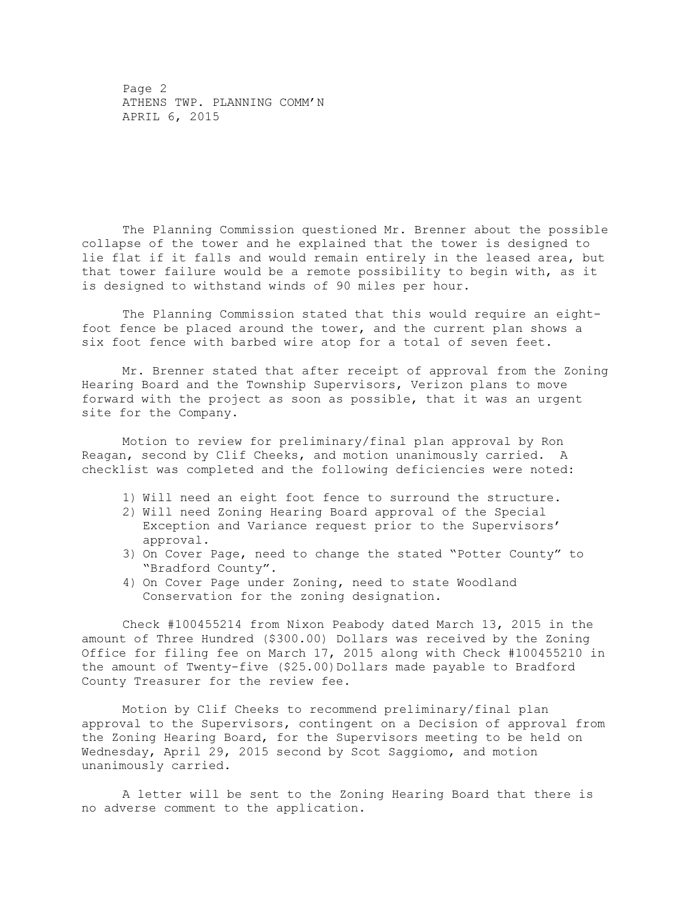The Planning Commission questioned Mr. Brenner about the possible collapse of the tower and he explained that the tower is designed to lie flat if it falls and would remain entirely in the leased area, but that tower failure would be a remote possibility to begin with, as it is designed to withstand winds of 90 miles per hour.

The Planning Commission stated that this would require an eight-foot fence be placed around the tower, and the current plan shows a six foot fence with barbed wire atop for a total of seven feet.

Mr. Brenner stated that after receipt of approval from the Zoning Hearing Board and the Township Supervisors, Verizon plans to move forward with the project as soon as possible, that it was an urgent site for the Company.

Motion to review for preliminary/final plan approval by Ron Reagan, second by Clif Cheeks, and motion unanimously carried. A checklist was completed and the following deficiencies were noted:

1) Will need an eight foot fence to surround the structure.
2) Will need Zoning Hearing Board approval of the Special Exception and Variance request prior to the Supervisors' approval.
3) On Cover Page, need to change the stated "Potter County" to "Bradford County".
4) On Cover Page under Zoning, need to state Woodland Conservation for the zoning designation.

Check #100455214 from Nixon Peabody dated March 13, 2015 in the amount of Three Hundred ($300.00) Dollars was received by the Zoning Office for filing fee on March 17, 2015 along with Check #100455210 in the amount of Twenty-five ($25.00)Dollars made payable to Bradford County Treasurer for the review fee.

Motion by Clif Cheeks to recommend preliminary/final plan approval to the Supervisors, contingent on a Decision of approval from the Zoning Hearing Board, for the Supervisors meeting to be held on Wednesday, April 29, 2015 second by Scot Saggiomo, and motion unanimously carried.

A letter will be sent to the Zoning Hearing Board that there is no adverse comment to the application.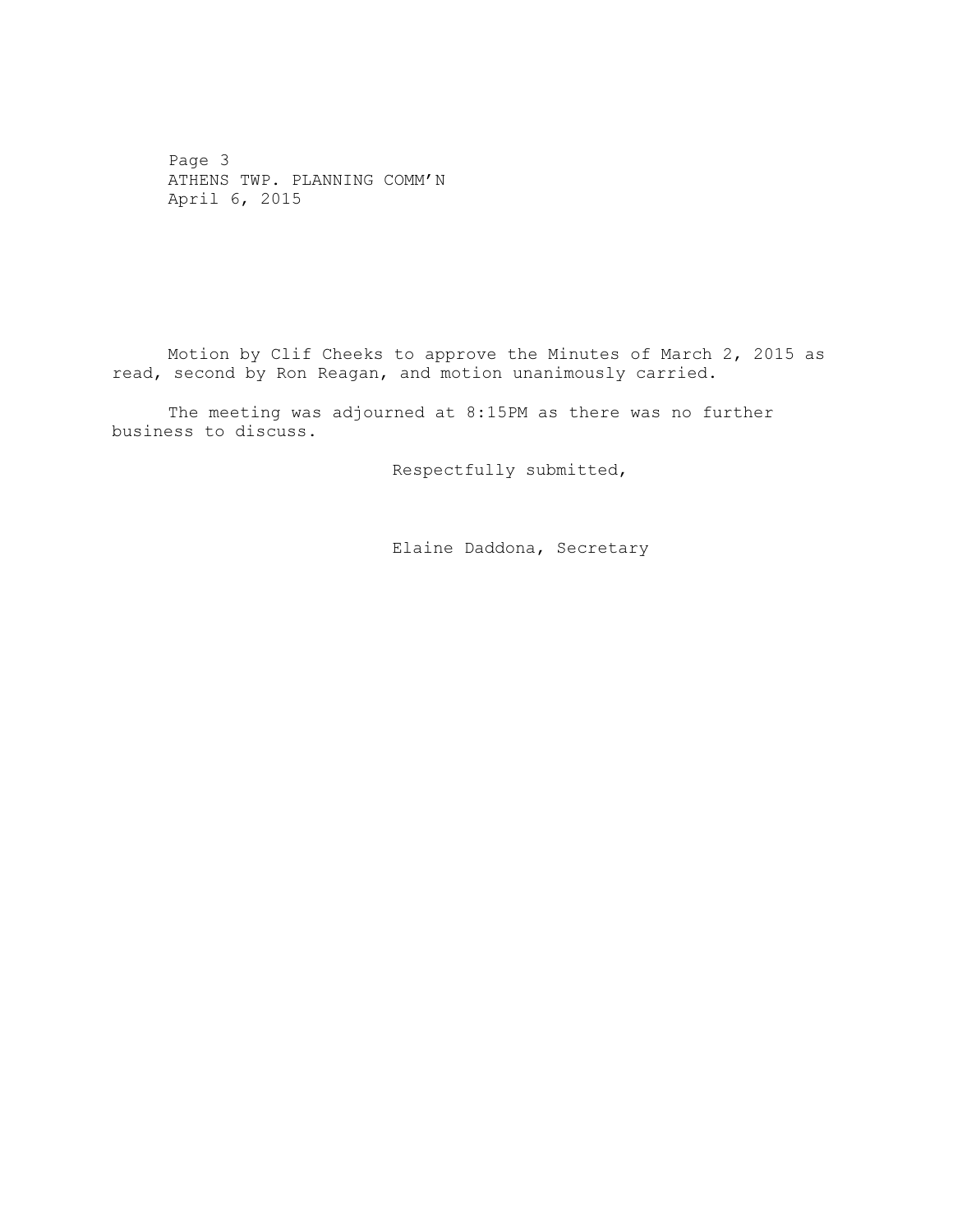Motion by Clif Cheeks to approve the Minutes of March 2, 2015 as read, second by Ron Reagan, and motion unanimously carried.

The meeting was adjourned at 8:15PM as there was no further business to discuss.

Respectfully submitted,

Elaine Daddona, Secretary